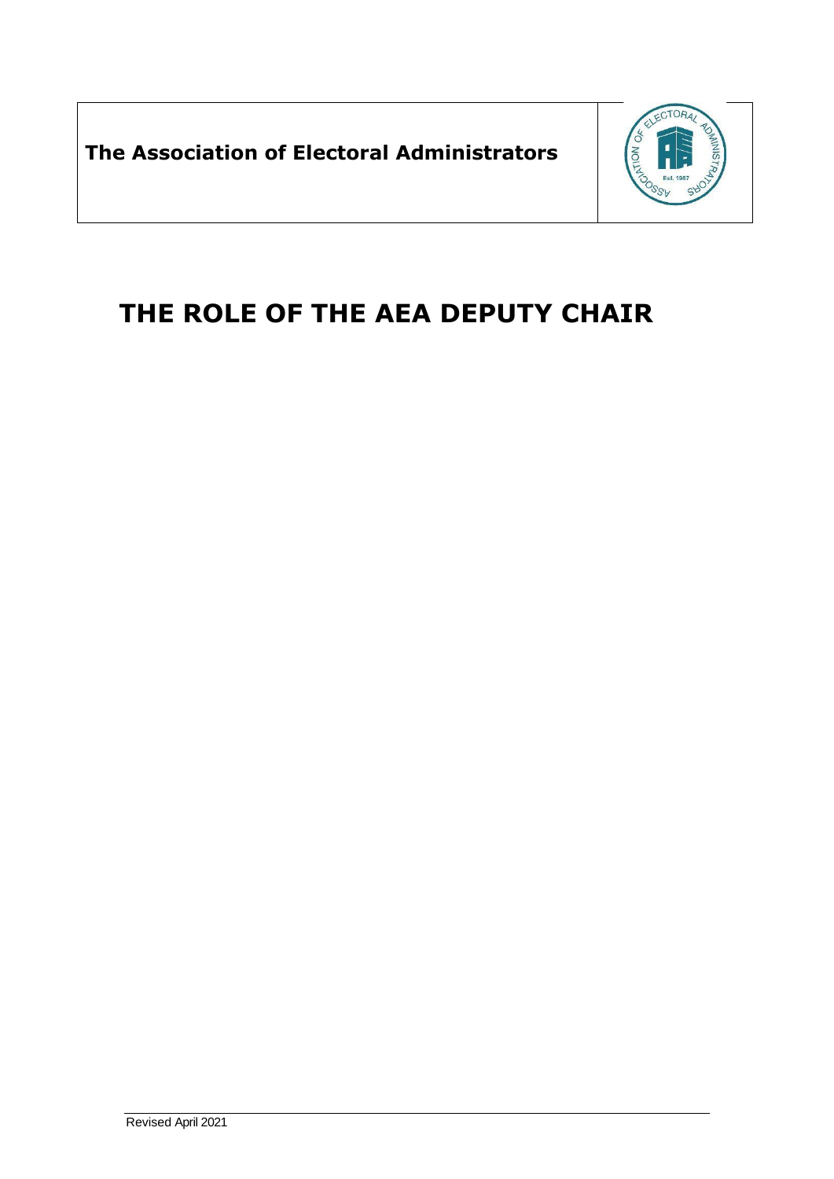**The Association of Electoral Administrators**

# THE ROLE OF THE AEA DEPUTY CHAIR

Revised April 2021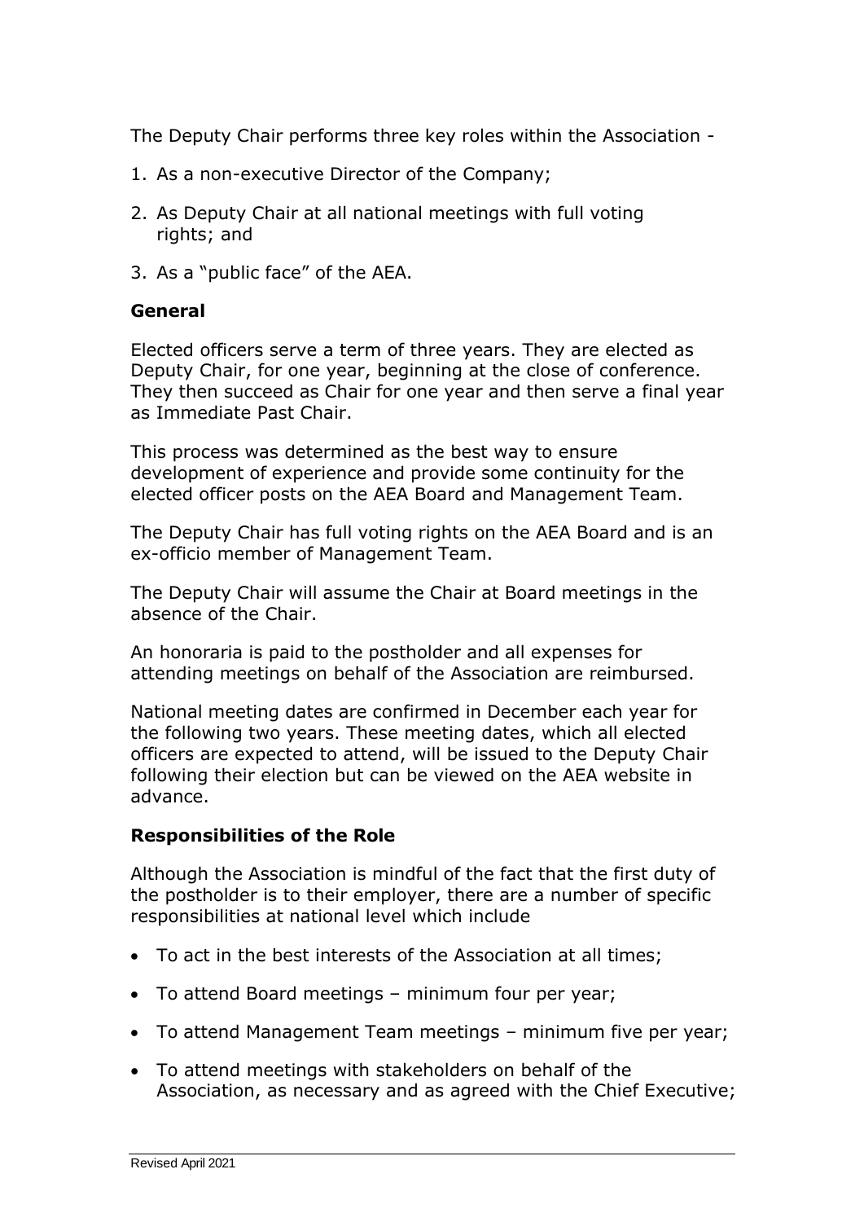The Deputy Chair performs three key roles within the Association -

1. As a non-executive Director of the Company;
2. As Deputy Chair at all national meetings with full voting rights; and
3. As a "public face" of the AEA.

**General**

Elected officers serve a term of three years. They are elected as Deputy Chair, for one year, beginning at the close of conference. They then succeed as Chair for one year and then serve a final year as Immediate Past Chair.

This process was determined as the best way to ensure development of experience and provide some continuity for the elected officer posts on the AEA Board and Management Team.

The Deputy Chair has full voting rights on the AEA Board and is an ex-officio member of Management Team.

The Deputy Chair will assume the Chair at Board meetings in the absence of the Chair.

An honoraria is paid to the postholder and all expenses for attending meetings on behalf of the Association are reimbursed.

National meeting dates are confirmed in December each year for the following two years. These meeting dates, which all elected officers are expected to attend, will be issued to the Deputy Chair following their election but can be viewed on the AEA website in advance.

**Responsibilities of the Role**

Although the Association is mindful of the fact that the first duty of the postholder is to their employer, there are a number of specific responsibilities at national level which include

- To act in the best interests of the Association at all times;
- To attend Board meetings – minimum four per year;
- To attend Management Team meetings – minimum five per year;
- To attend meetings with stakeholders on behalf of the Association, as necessary and as agreed with the Chief Executive;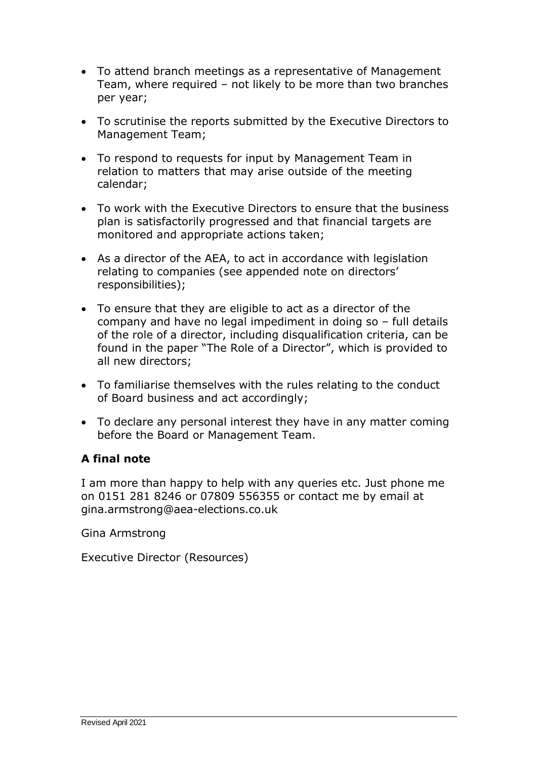- To attend branch meetings as a representative of Management Team, where required – not likely to be more than two branches per year;
- To scrutinise the reports submitted by the Executive Directors to Management Team;
- To respond to requests for input by Management Team in relation to matters that may arise outside of the meeting calendar;
- To work with the Executive Directors to ensure that the business plan is satisfactorily progressed and that financial targets are monitored and appropriate actions taken;
- As a director of the AEA, to act in accordance with legislation relating to companies (see appended note on directors' responsibilities);
- To ensure that they are eligible to act as a director of the company and have no legal impediment in doing so – full details of the role of a director, including disqualification criteria, can be found in the paper "The Role of a Director", which is provided to all new directors;
- To familiarise themselves with the rules relating to the conduct of Board business and act accordingly;
- To declare any personal interest they have in any matter coming before the Board or Management Team.

**A final note**

I am more than happy to help with any queries etc. Just phone me on 0151 281 8246 or 07809 556355 or contact me by email at gina.armstrong@aea-elections.co.uk

Gina Armstrong

Executive Director (Resources)